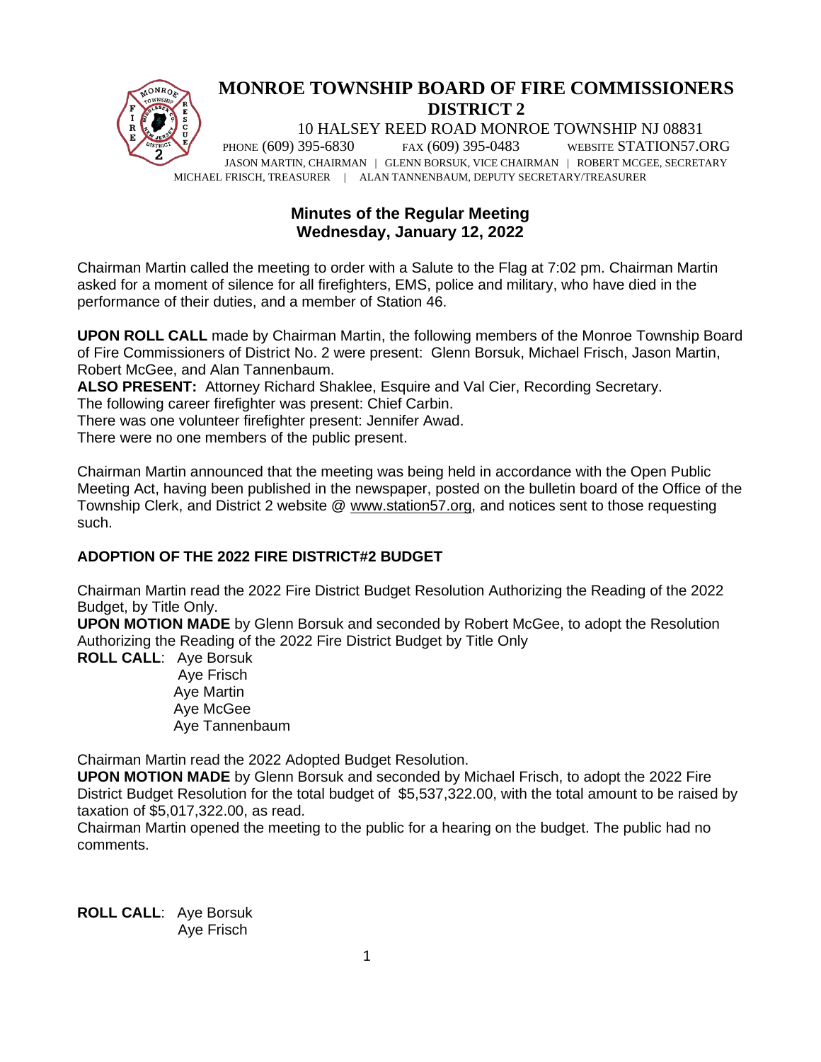# MONROE TOWNSHIP BOARD OF FIRE COMMISSIONERS
## DISTRICT 2

10 HALSEY REED ROAD MONROE TOWNSHIP NJ 08831

PHONE (609) 395-6830 FAX (609) 395-0483 WEBSITE STATION57.ORG

JASON MARTIN, CHAIRMAN | GLENN BORSUK, VICE CHAIRMAN | ROBERT MCGEE, SECRETARY
MICHAEL FRISCH, TREASURER | ALAN TANNENBAUM, DEPUTY SECRETARY/TREASURER

**Minutes of the Regular Meeting**
**Wednesday, January 12, 2022**

Chairman Martin called the meeting to order with a Salute to the Flag at 7:02 pm. Chairman Martin asked for a moment of silence for all firefighters, EMS, police and military, who have died in the performance of their duties, and a member of Station 46.

**UPON ROLL CALL** made by Chairman Martin, the following members of the Monroe Township Board of Fire Commissioners of District No. 2 were present: Glenn Borsuk, Michael Frisch, Jason Martin, Robert McGee, and Alan Tannenbaum.
**ALSO PRESENT:** Attorney Richard Shaklee, Esquire and Val Cier, Recording Secretary.
The following career firefighter was present: Chief Carbin.
There was one volunteer firefighter present: Jennifer Awad.
There were no one members of the public present.

Chairman Martin announced that the meeting was being held in accordance with the Open Public Meeting Act, having been published in the newspaper, posted on the bulletin board of the Office of the Township Clerk, and District 2 website @ www.station57.org, and notices sent to those requesting such.

**ADOPTION OF THE 2022 FIRE DISTRICT#2 BUDGET**

Chairman Martin read the 2022 Fire District Budget Resolution Authorizing the Reading of the 2022 Budget, by Title Only.
**UPON MOTION MADE** by Glenn Borsuk and seconded by Robert McGee, to adopt the Resolution Authorizing the Reading of the 2022 Fire District Budget by Title Only
**ROLL CALL**: Aye Borsuk
Aye Frisch
Aye Martin
Aye McGee
Aye Tannenbaum

Chairman Martin read the 2022 Adopted Budget Resolution.
**UPON MOTION MADE** by Glenn Borsuk and seconded by Michael Frisch, to adopt the 2022 Fire District Budget Resolution for the total budget of $5,537,322.00, with the total amount to be raised by taxation of $5,017,322.00, as read.
Chairman Martin opened the meeting to the public for a hearing on the budget. The public had no comments.

**ROLL CALL**: Aye Borsuk
Aye Frisch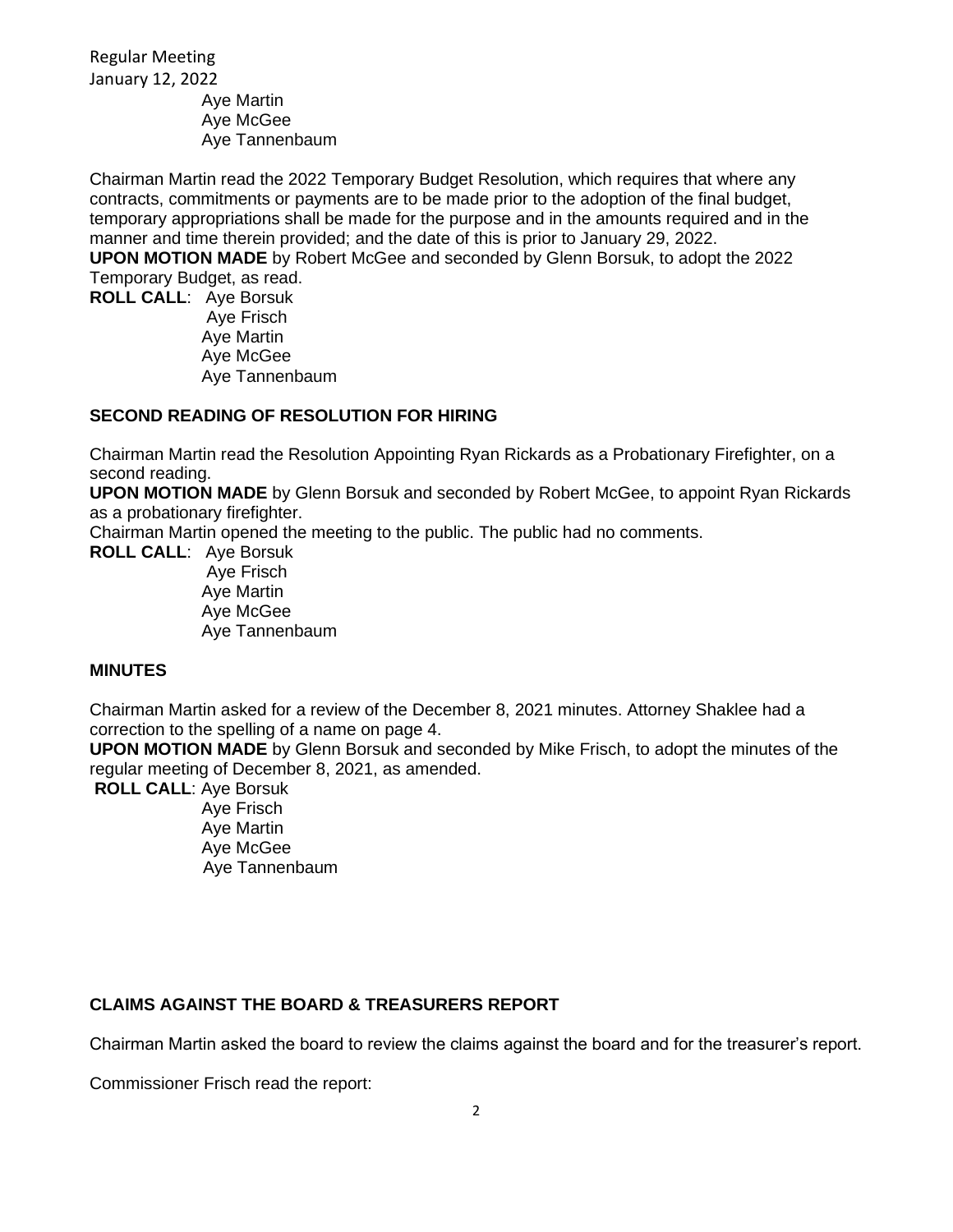Aye Martin
Aye McGee
Aye Tannenbaum

Chairman Martin read the 2022 Temporary Budget Resolution, which requires that where any contracts, commitments or payments are to be made prior to the adoption of the final budget, temporary appropriations shall be made for the purpose and in the amounts required and in the manner and time therein provided; and the date of this is prior to January 29, 2022.

**UPON MOTION MADE** by Robert McGee and seconded by Glenn Borsuk, to adopt the 2022 Temporary Budget, as read.

**ROLL CALL**: Aye Borsuk
Aye Frisch
Aye Martin
Aye McGee
Aye Tannenbaum

## SECOND READING OF RESOLUTION FOR HIRING

Chairman Martin read the Resolution Appointing Ryan Rickards as a Probationary Firefighter, on a second reading.

**UPON MOTION MADE** by Glenn Borsuk and seconded by Robert McGee, to appoint Ryan Rickards as a probationary firefighter.

Chairman Martin opened the meeting to the public. The public had no comments.

**ROLL CALL**: Aye Borsuk
Aye Frisch
Aye Martin
Aye McGee
Aye Tannenbaum

## MINUTES

Chairman Martin asked for a review of the December 8, 2021 minutes. Attorney Shaklee had a correction to the spelling of a name on page 4.

**UPON MOTION MADE** by Glenn Borsuk and seconded by Mike Frisch, to adopt the minutes of the regular meeting of December 8, 2021, as amended.

**ROLL CALL**: Aye Borsuk
Aye Frisch
Aye Martin
Aye McGee
Aye Tannenbaum

## CLAIMS AGAINST THE BOARD & TREASURERS REPORT

Chairman Martin asked the board to review the claims against the board and for the treasurer's report.

Commissioner Frisch read the report: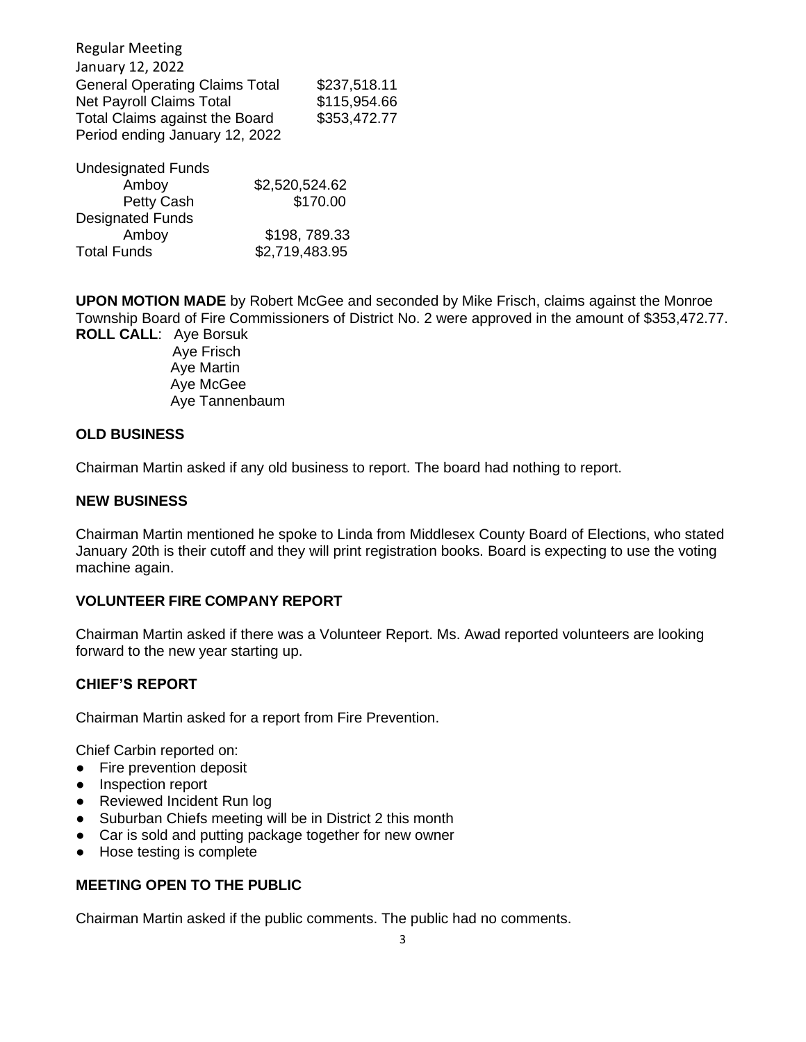Regular Meeting
January 12, 2022

| | |
|---|---|
| General Operating Claims Total | $237,518.11 |
| Net Payroll Claims Total | $115,954.66 |
| Total Claims against the Board | $353,472.77 |
| Period ending January 12, 2022 | |

| | |
|---|---|
| Undesignated Funds | |
| Amboy | $2,520,524.62 |
| Petty Cash | $170.00 |
| Designated Funds | |
| Amboy | $198, 789.33 |
| Total Funds | $2,719,483.95 |

**UPON MOTION MADE** by Robert McGee and seconded by Mike Frisch, claims against the Monroe Township Board of Fire Commissioners of District No. 2 were approved in the amount of $353,472.77.

**ROLL CALL**: Aye Borsuk
Aye Frisch
Aye Martin
Aye McGee
Aye Tannenbaum

**OLD BUSINESS**

Chairman Martin asked if any old business to report. The board had nothing to report.

**NEW BUSINESS**

Chairman Martin mentioned he spoke to Linda from Middlesex County Board of Elections, who stated January 20th is their cutoff and they will print registration books. Board is expecting to use the voting machine again.

**VOLUNTEER FIRE COMPANY REPORT**

Chairman Martin asked if there was a Volunteer Report. Ms. Awad reported volunteers are looking forward to the new year starting up.

**CHIEF'S REPORT**

Chairman Martin asked for a report from Fire Prevention.

Chief Carbin reported on:

- Fire prevention deposit
- Inspection report
- Reviewed Incident Run log
- Suburban Chiefs meeting will be in District 2 this month
- Car is sold and putting package together for new owner
- Hose testing is complete

**MEETING OPEN TO THE PUBLIC**

Chairman Martin asked if the public comments. The public had no comments.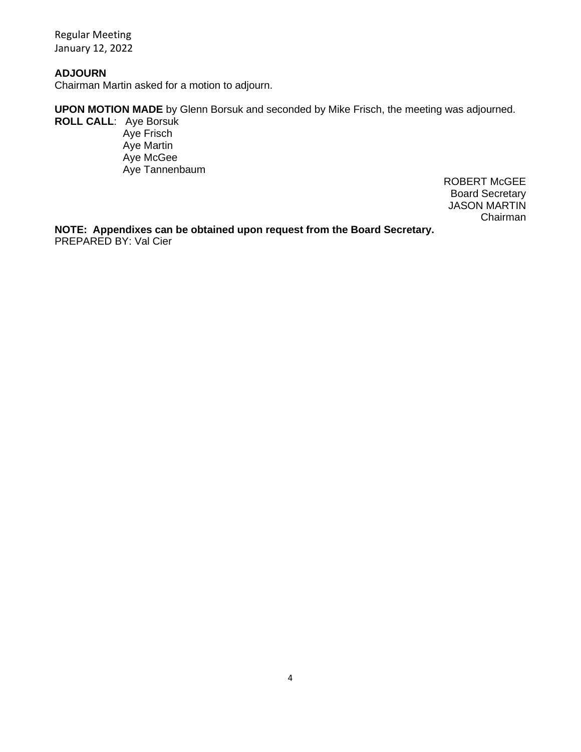**ADJOURN**
Chairman Martin asked for a motion to adjourn.

**UPON MOTION MADE** by Glenn Borsuk and seconded by Mike Frisch, the meeting was adjourned.
**ROLL CALL**: Aye Borsuk
Aye Frisch
Aye Martin
Aye McGee
Aye Tannenbaum

ROBERT McGEE
Board Secretary
JASON MARTIN
Chairman

**NOTE: Appendixes can be obtained upon request from the Board Secretary.**
PREPARED BY: Val Cier